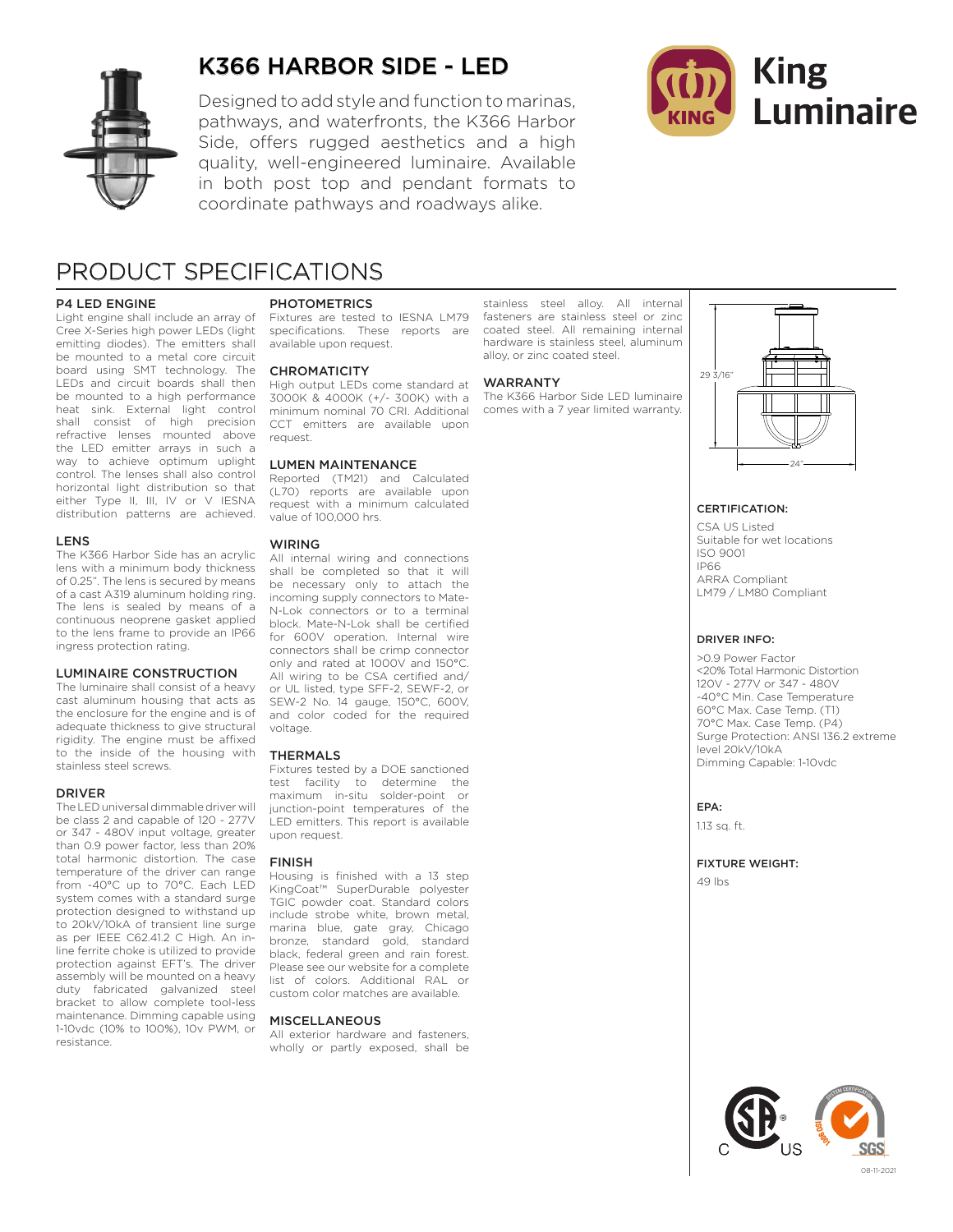# K366 HARBOR SIDE - LED

Designed to add style and function to marinas, pathways, and waterfronts, the K366 Harbor Side, offers rugged aesthetics and a high quality, well-engineered luminaire. Available in both post top and pendant formats to coordinate pathways and roadways alike.

King Luminaire

## PRODUCT SPECIFICATIONS

### P4 LED ENGINE

Light engine shall include an array of Cree X-Series high power LEDs (light emitting diodes). The emitters shall be mounted to a metal core circuit board using SMT technology. The LEDs and circuit boards shall then be mounted to a high performance heat sink. External light control shall consist of high precision refractive lenses mounted above the LED emitter arrays in such a way to achieve optimum uplight control. The lenses shall also control horizontal light distribution so that either Type II, III, IV or V IESNA distribution patterns are achieved.

### LENS

The K366 Harbor Side has an acrylic lens with a minimum body thickness of 0.25". The lens is secured by means of a cast A319 aluminum holding ring. The lens is sealed by means of a continuous neoprene gasket applied to the lens frame to provide an IP66 ingress protection rating.

### LUMINAIRE CONSTRUCTION

The luminaire shall consist of a heavy cast aluminum housing that acts as the enclosure for the engine and is of adequate thickness to give structural rigidity. The engine must be affixed to the inside of the housing with stainless steel screws.

### DRIVER

The LED universal dimmable driver will be class 2 and capable of 120 - 277V or 347 - 480V input voltage, greater than 0.9 power factor, less than 20% total harmonic distortion. The case temperature of the driver can range from -40°C up to 70°C. Each LED system comes with a standard surge protection designed to withstand up to 20kV/10kA of transient line surge as per IEEE C62.41.2 C High. An in-line ferrite choke is utilized to provide protection against EFT's. The driver assembly will be mounted on a heavy duty fabricated galvanized steel bracket to allow complete tool-less maintenance. Dimming capable using 1-10vdc (10% to 100%), 10v PWM, or resistance.

### PHOTOMETRICS

Fixtures are tested to IESNA LM79 specifications. These reports are available upon request.

### CHROMATICITY

High output LEDs come standard at 3000K & 4000K (+/- 300K) with a minimum nominal 70 CRI. Additional CCT emitters are available upon request.

### LUMEN MAINTENANCE

Reported (TM21) and Calculated (L70) reports are available upon request with a minimum calculated value of 100,000 hrs.

### WIRING

All internal wiring and connections shall be completed so that it will be necessary only to attach the incoming supply connectors to Mate-N-Lok connectors or to a terminal block. Mate-N-Lok shall be certified for 600V operation. Internal wire connectors shall be crimp connector only and rated at 1000V and 150°C. All wiring to be CSA certified and/or UL listed, type SFF-2, SEWF-2, or SEW-2 No. 14 gauge, 150°C, 600V, and color coded for the required voltage.

### THERMALS

Fixtures tested by a DOE sanctioned test facility to determine the maximum in-situ solder-point or junction-point temperatures of the LED emitters. This report is available upon request.

### FINISH

Housing is finished with a 13 step KingCoat™ SuperDurable polyester TGIC powder coat. Standard colors include strobe white, brown metal, marina blue, gate gray, Chicago bronze, standard gold, standard black, federal green and rain forest. Please see our website for a complete list of colors. Additional RAL or custom color matches are available.

### MISCELLANEOUS

All exterior hardware and fasteners, wholly or partly exposed, shall be stainless steel alloy. All internal fasteners are stainless steel or zinc coated steel. All remaining internal hardware is stainless steel, aluminum alloy, or zinc coated steel.

### WARRANTY

The K366 Harbor Side LED luminaire comes with a 7 year limited warranty.

29 3/16"

24"

### CERTIFICATION:

CSA US Listed
Suitable for wet locations
ISO 9001
IP66
ARRA Compliant
LM79 / LM80 Compliant

### DRIVER INFO:

>0.9 Power Factor
<20% Total Harmonic Distortion
120V - 277V or 347 - 480V
-40°C Min. Case Temperature
60°C Max. Case Temp. (T1)
70°C Max. Case Temp. (P4)
Surge Protection: ANSI 136.2 extreme level 20kV/10kA
Dimming Capable: 1-10vdc

### EPA:

1.13 sq. ft.

### FIXTURE WEIGHT:

49 lbs

08-11-2021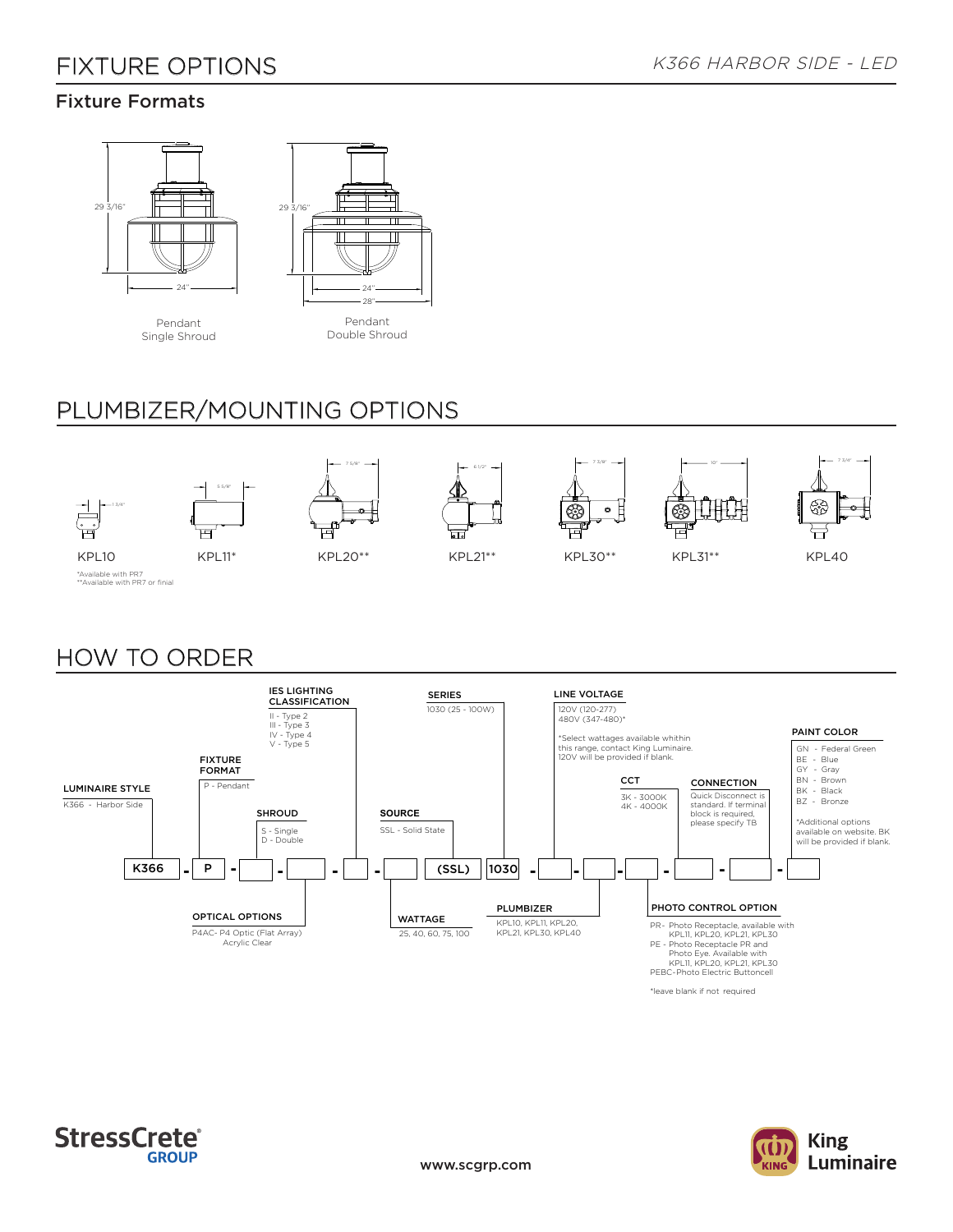# FIXTURE OPTIONS

*K366 HARBOR SIDE - LED*

## Fixture Formats

29 3/16"

24"

Pendant
Single Shroud

29 3/16"

24"

28"

Pendant
Double Shroud

# PLUMBIZER/MOUNTING OPTIONS

1 3/4"

5 5/8"

7 5/8"

6 1/2"

7 3/8"

10"

7 3/4"

KPL10 KPL11* KPL20** KPL21** KPL30** KPL31** KPL40

*Available with PR7
**Available with PR7 or finial

# HOW TO ORDER

**LUMINAIRE STYLE**
K366 - Harbor Side

**FIXTURE FORMAT**
P - Pendant

**SHROUD**
S - Single
D - Double

**IES LIGHTING CLASSIFICATION**
II - Type 2
III - Type 3
IV - Type 4
V - Type 5

**OPTICAL OPTIONS**
P4AC- P4 Optic (Flat Array) Acrylic Clear

**SOURCE**
SSL - Solid State

**WATTAGE**
25, 40, 60, 75, 100

**SERIES**
1030 (25 - 100W)

**LINE VOLTAGE**
120V (120-277)
480V (347-480)*

*Select wattages available whithin this range, contact King Luminaire. 120V will be provided if blank.

**PLUMBIZER**
KPL10, KPL11, KPL20, KPL21, KPL30, KPL40

**CCT**
3K - 3000K
4K - 4000K

**CONNECTION**
Quick Disconnect is standard. If terminal block is required, please specify TB

**PHOTO CONTROL OPTION**
PR- Photo Receptacle, available with KPL11, KPL20, KPL21, KPL30
PE - Photo Receptacle PR and Photo Eye. Available with KPL11, KPL20, KPL21, KPL30
PEBC-Photo Electric Buttoncell

*leave blank if not required

**PAINT COLOR**
GN - Federal Green
BE - Blue
GY - Gray
BN - Brown
BK - Black
BZ - Bronze

*Additional options available on website. BK will be provided if blank.

K366 - P - ___ - ___ - ___ - ___ (SSL) 1030 - ___ - ___ - ___ - ___ - ___ - ___

StressCrete GROUP

www.scgrp.com

King Luminaire